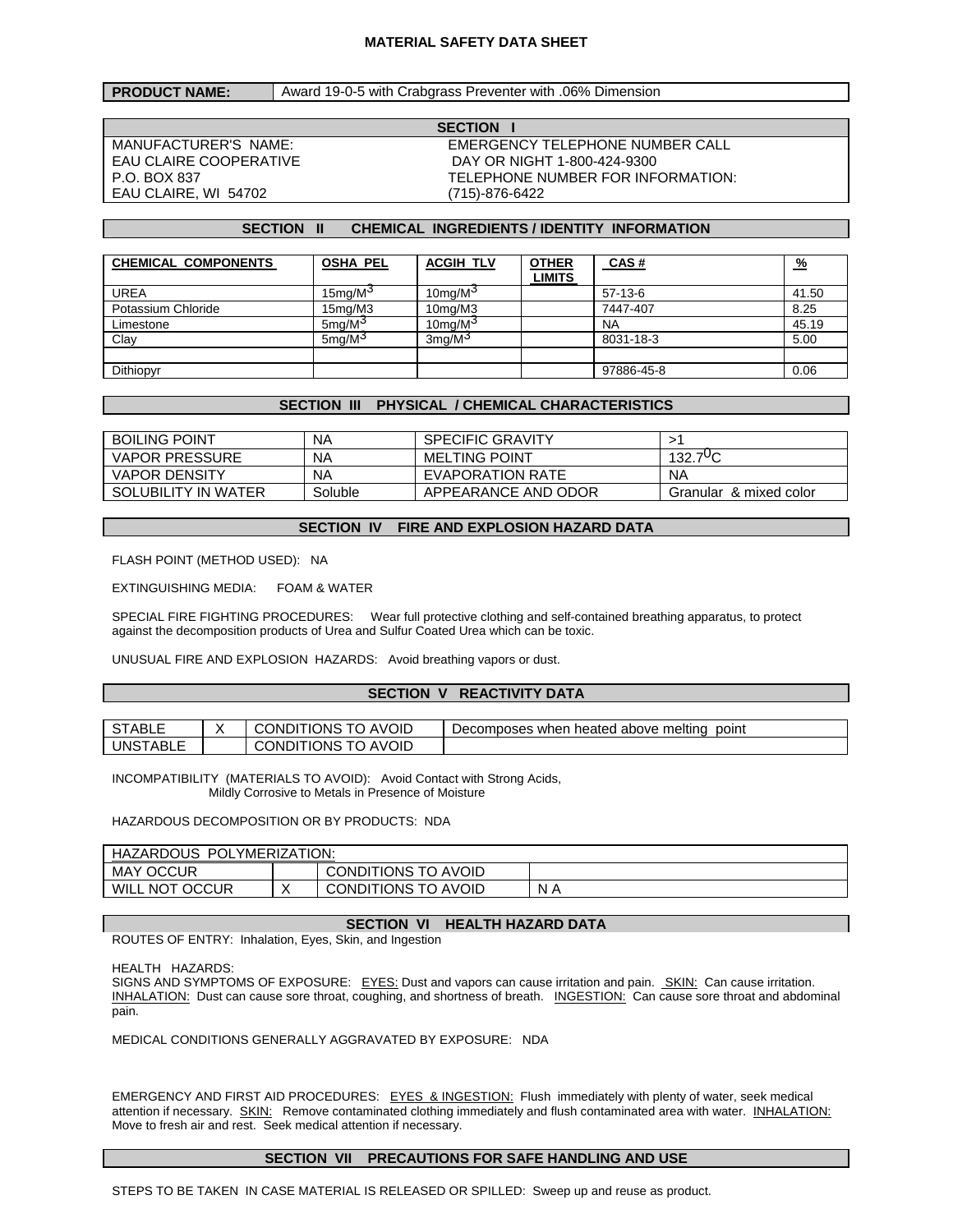# MATERIAL SAFETY DATA SHEET

| PRODUCT NAME: | Award 19-0-5 with Crabgrass Preventer with .06% Dimension |
|---|---|

## SECTION I

MANUFACTURER'S NAME:
EAU CLAIRE COOPERATIVE
P.O. BOX 837
EAU CLAIRE, WI 54702

EMERGENCY TELEPHONE NUMBER CALL
DAY OR NIGHT 1-800-424-9300
TELEPHONE NUMBER FOR INFORMATION:
(715)-876-6422

## SECTION II CHEMICAL INGREDIENTS / IDENTITY INFORMATION

| CHEMICAL COMPONENTS | OSHA PEL | ACGIH TLV | OTHER LIMITS | CAS # | % |
|---|---|---|---|---|---|
| UREA | 15mg/M$^3$ | 10mg/M$^3$ | | 57-13-6 | 41.50 |
| Potassium Chloride | 15mg/M3 | 10mg/M3 | | 7447-407 | 8.25 |
| Limestone | 5mg/M$^3$ | 10mg/M$^3$ | | NA | 45.19 |
| Clay | 5mg/M$^3$ | 3mg/M$^3$ | | 8031-18-3 | 5.00 |
| | | | | | |
| Dithiopyr | | | | 97886-45-8 | 0.06 |

## SECTION III PHYSICAL / CHEMICAL CHARACTERISTICS

| BOILING POINT | NA | SPECIFIC GRAVITY | >1 |
|---|---|---|---|
| VAPOR PRESSURE | NA | MELTING POINT | 132.7$^0$C |
| VAPOR DENSITY | NA | EVAPORATION RATE | NA |
| SOLUBILITY IN WATER | Soluble | APPEARANCE AND ODOR | Granular & mixed color |

## SECTION IV FIRE AND EXPLOSION HAZARD DATA

FLASH POINT (METHOD USED): NA

EXTINGUISHING MEDIA: FOAM & WATER

SPECIAL FIRE FIGHTING PROCEDURES: Wear full protective clothing and self-contained breathing apparatus, to protect against the decomposition products of Urea and Sulfur Coated Urea which can be toxic.

UNUSUAL FIRE AND EXPLOSION HAZARDS: Avoid breathing vapors or dust.

## SECTION V REACTIVITY DATA

| STABLE | X | CONDITIONS TO AVOID | Decomposes when heated above melting point |
|---|---|---|---|
| UNSTABLE | | CONDITIONS TO AVOID | |

INCOMPATIBILITY (MATERIALS TO AVOID): Avoid Contact with Strong Acids,
Mildly Corrosive to Metals in Presence of Moisture

HAZARDOUS DECOMPOSITION OR BY PRODUCTS: NDA

| HAZARDOUS POLYMERIZATION: | | | |
|---|---|---|---|
| MAY OCCUR | | CONDITIONS TO AVOID | |
| WILL NOT OCCUR | X | CONDITIONS TO AVOID | N A |

## SECTION VI HEALTH HAZARD DATA

ROUTES OF ENTRY: Inhalation, Eyes, Skin, and Ingestion

HEALTH HAZARDS:
SIGNS AND SYMPTOMS OF EXPOSURE: EYES: Dust and vapors can cause irritation and pain. SKIN: Can cause irritation. INHALATION: Dust can cause sore throat, coughing, and shortness of breath. INGESTION: Can cause sore throat and abdominal pain.

MEDICAL CONDITIONS GENERALLY AGGRAVATED BY EXPOSURE: NDA

EMERGENCY AND FIRST AID PROCEDURES: EYES & INGESTION: Flush immediately with plenty of water, seek medical attention if necessary. SKIN: Remove contaminated clothing immediately and flush contaminated area with water. INHALATION: Move to fresh air and rest. Seek medical attention if necessary.

## SECTION VII PRECAUTIONS FOR SAFE HANDLING AND USE

STEPS TO BE TAKEN IN CASE MATERIAL IS RELEASED OR SPILLED: Sweep up and reuse as product.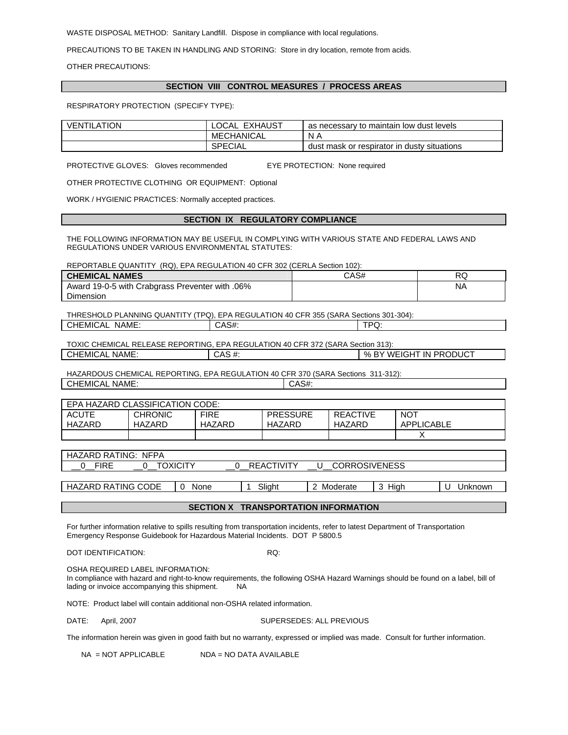WASTE DISPOSAL METHOD: Sanitary Landfill. Dispose in compliance with local regulations.

PRECAUTIONS TO BE TAKEN IN HANDLING AND STORING: Store in dry location, remote from acids.

OTHER PRECAUTIONS:

## SECTION VIII CONTROL MEASURES / PROCESS AREAS

RESPIRATORY PROTECTION (SPECIFY TYPE):

| | | |
|---|---|---|
| VENTILATION | LOCAL EXHAUST | as necessary to maintain low dust levels |
| | MECHANICAL | N A |
| | SPECIAL | dust mask or respirator in dusty situations |

PROTECTIVE GLOVES: Gloves recommended EYE PROTECTION: None required

OTHER PROTECTIVE CLOTHING OR EQUIPMENT: Optional

WORK / HYGIENIC PRACTICES: Normally accepted practices.

## SECTION IX REGULATORY COMPLIANCE

THE FOLLOWING INFORMATION MAY BE USEFUL IN COMPLYING WITH VARIOUS STATE AND FEDERAL LAWS AND REGULATIONS UNDER VARIOUS ENVIRONMENTAL STATUTES:

REPORTABLE QUANTITY (RQ), EPA REGULATION 40 CFR 302 (CERLA Section 102):

| CHEMICAL NAMES | CAS# | RQ |
|---|---|---|
| Award 19-0-5 with Crabgrass Preventer with .06% Dimension | | NA |

THRESHOLD PLANNING QUANTITY (TPQ), EPA REGULATION 40 CFR 355 (SARA Sections 301-304):

| CHEMICAL NAME: | CAS#: | TPQ: |
|---|---|---|

TOXIC CHEMICAL RELEASE REPORTING, EPA REGULATION 40 CFR 372 (SARA Section 313):

| CHEMICAL NAME: | CAS #: | % BY WEIGHT IN PRODUCT |
|---|---|---|

HAZARDOUS CHEMICAL REPORTING, EPA REGULATION 40 CFR 370 (SARA Sections 311-312):

| CHEMICAL NAME: | CAS#: |
|---|---|

| EPA HAZARD CLASSIFICATION CODE: | | | | | |
|---|---|---|---|---|---|
| ACUTE HAZARD | CHRONIC HAZARD | FIRE HAZARD | PRESSURE HAZARD | REACTIVE HAZARD | NOT APPLICABLE |
| | | | | | X |

HAZARD RATING: NFPA

__0__FIRE __0__TOXICITY __0__REACTIVITY __U__CORROSIVENESS

| HAZARD RATING CODE | 0 None | 1 Slight | 2 Moderate | 3 High | U Unknown |
|---|---|---|---|---|---|

## SECTION X TRANSPORTATION INFORMATION

For further information relative to spills resulting from transportation incidents, refer to latest Department of Transportation Emergency Response Guidebook for Hazardous Material Incidents. DOT P 5800.5

DOT IDENTIFICATION: RQ:

OSHA REQUIRED LABEL INFORMATION:
In compliance with hazard and right-to-know requirements, the following OSHA Hazard Warnings should be found on a label, bill of lading or invoice accompanying this shipment. NA

NOTE: Product label will contain additional non-OSHA related information.

DATE: April, 2007 SUPERSEDES: ALL PREVIOUS

The information herein was given in good faith but no warranty, expressed or implied was made. Consult for further information.

NA = NOT APPLICABLE NDA = NO DATA AVAILABLE